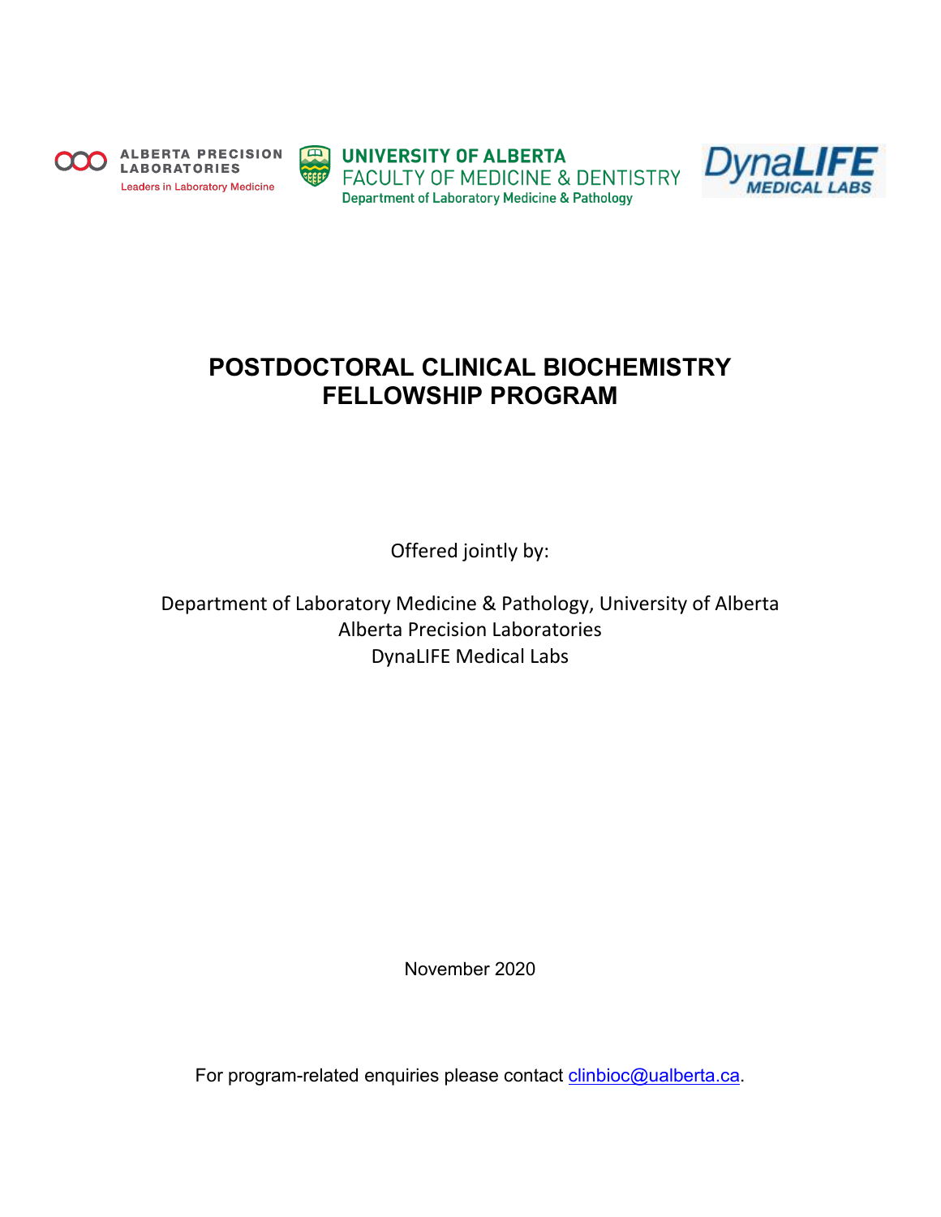ALBERTA PRECISION LABORATORIES
Leaders in Laboratory Medicine

UNIVERSITY OF ALBERTA
FACULTY OF MEDICINE & DENTISTRY
Department of Laboratory Medicine & Pathology

DynaLIFE MEDICAL LABS

# POSTDOCTORAL CLINICAL BIOCHEMISTRY FELLOWSHIP PROGRAM

Offered jointly by:

Department of Laboratory Medicine & Pathology, University of Alberta
Alberta Precision Laboratories
DynaLIFE Medical Labs

November 2020

For program-related enquiries please contact clinbioc@ualberta.ca.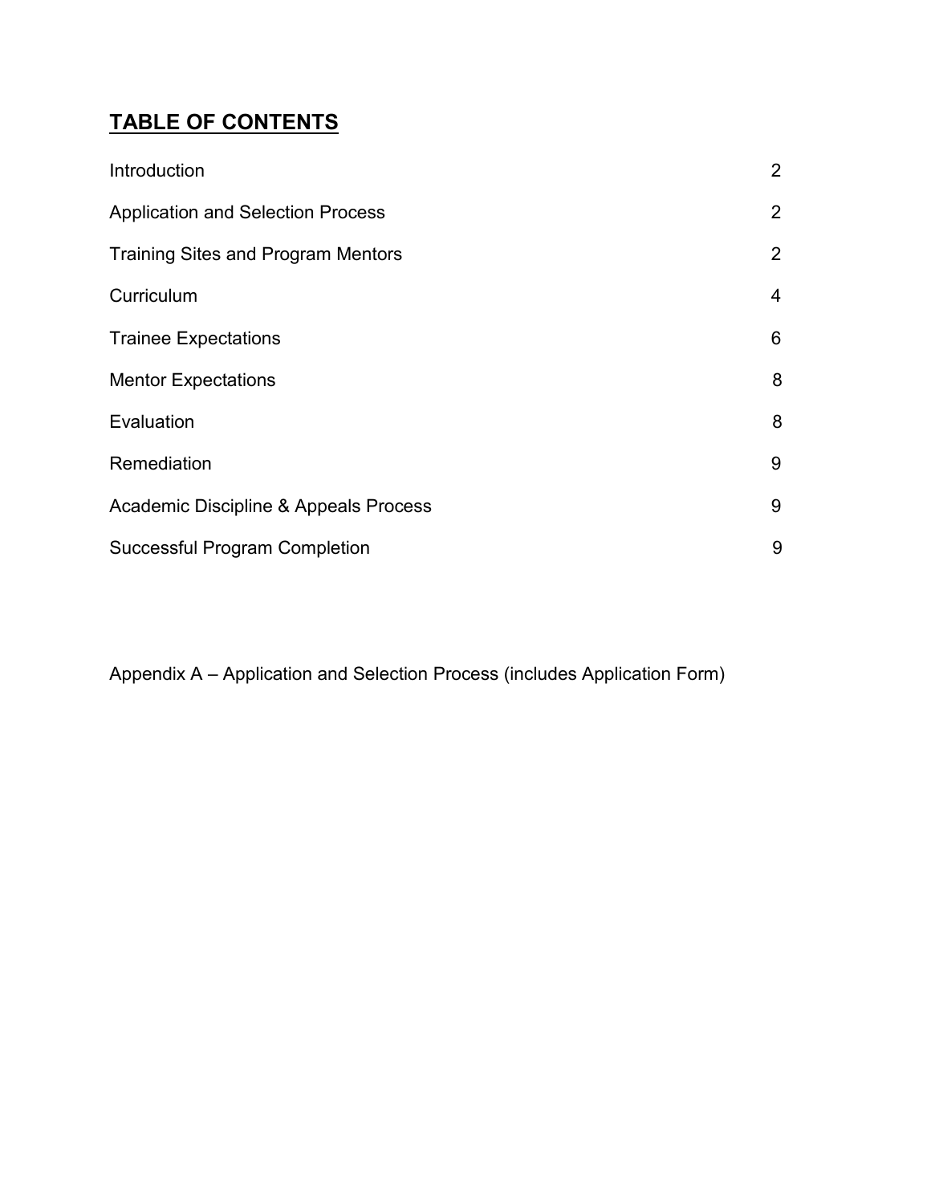# TABLE OF CONTENTS

| | |
|---|---|
| Introduction | 2 |
| Application and Selection Process | 2 |
| Training Sites and Program Mentors | 2 |
| Curriculum | 4 |
| Trainee Expectations | 6 |
| Mentor Expectations | 8 |
| Evaluation | 8 |
| Remediation | 9 |
| Academic Discipline & Appeals Process | 9 |
| Successful Program Completion | 9 |

Appendix A – Application and Selection Process (includes Application Form)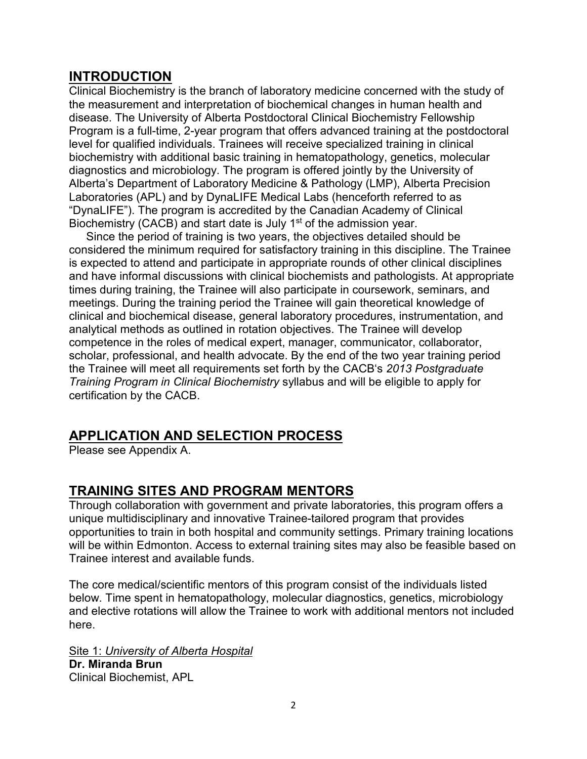## INTRODUCTION

Clinical Biochemistry is the branch of laboratory medicine concerned with the study of the measurement and interpretation of biochemical changes in human health and disease. The University of Alberta Postdoctoral Clinical Biochemistry Fellowship Program is a full-time, 2-year program that offers advanced training at the postdoctoral level for qualified individuals. Trainees will receive specialized training in clinical biochemistry with additional basic training in hematopathology, genetics, molecular diagnostics and microbiology. The program is offered jointly by the University of Alberta's Department of Laboratory Medicine & Pathology (LMP), Alberta Precision Laboratories (APL) and by DynaLIFE Medical Labs (henceforth referred to as "DynaLIFE"). The program is accredited by the Canadian Academy of Clinical Biochemistry (CACB) and start date is July 1st of the admission year.

Since the period of training is two years, the objectives detailed should be considered the minimum required for satisfactory training in this discipline. The Trainee is expected to attend and participate in appropriate rounds of other clinical disciplines and have informal discussions with clinical biochemists and pathologists. At appropriate times during training, the Trainee will also participate in coursework, seminars, and meetings. During the training period the Trainee will gain theoretical knowledge of clinical and biochemical disease, general laboratory procedures, instrumentation, and analytical methods as outlined in rotation objectives. The Trainee will develop competence in the roles of medical expert, manager, communicator, collaborator, scholar, professional, and health advocate. By the end of the two year training period the Trainee will meet all requirements set forth by the CACB's *2013 Postgraduate Training Program in Clinical Biochemistry* syllabus and will be eligible to apply for certification by the CACB.

## APPLICATION AND SELECTION PROCESS

Please see Appendix A.

## TRAINING SITES AND PROGRAM MENTORS

Through collaboration with government and private laboratories, this program offers a unique multidisciplinary and innovative Trainee-tailored program that provides opportunities to train in both hospital and community settings. Primary training locations will be within Edmonton. Access to external training sites may also be feasible based on Trainee interest and available funds.

The core medical/scientific mentors of this program consist of the individuals listed below. Time spent in hematopathology, molecular diagnostics, genetics, microbiology and elective rotations will allow the Trainee to work with additional mentors not included here.

Site 1: *University of Alberta Hospital*

**Dr. Miranda Brun**
Clinical Biochemist, APL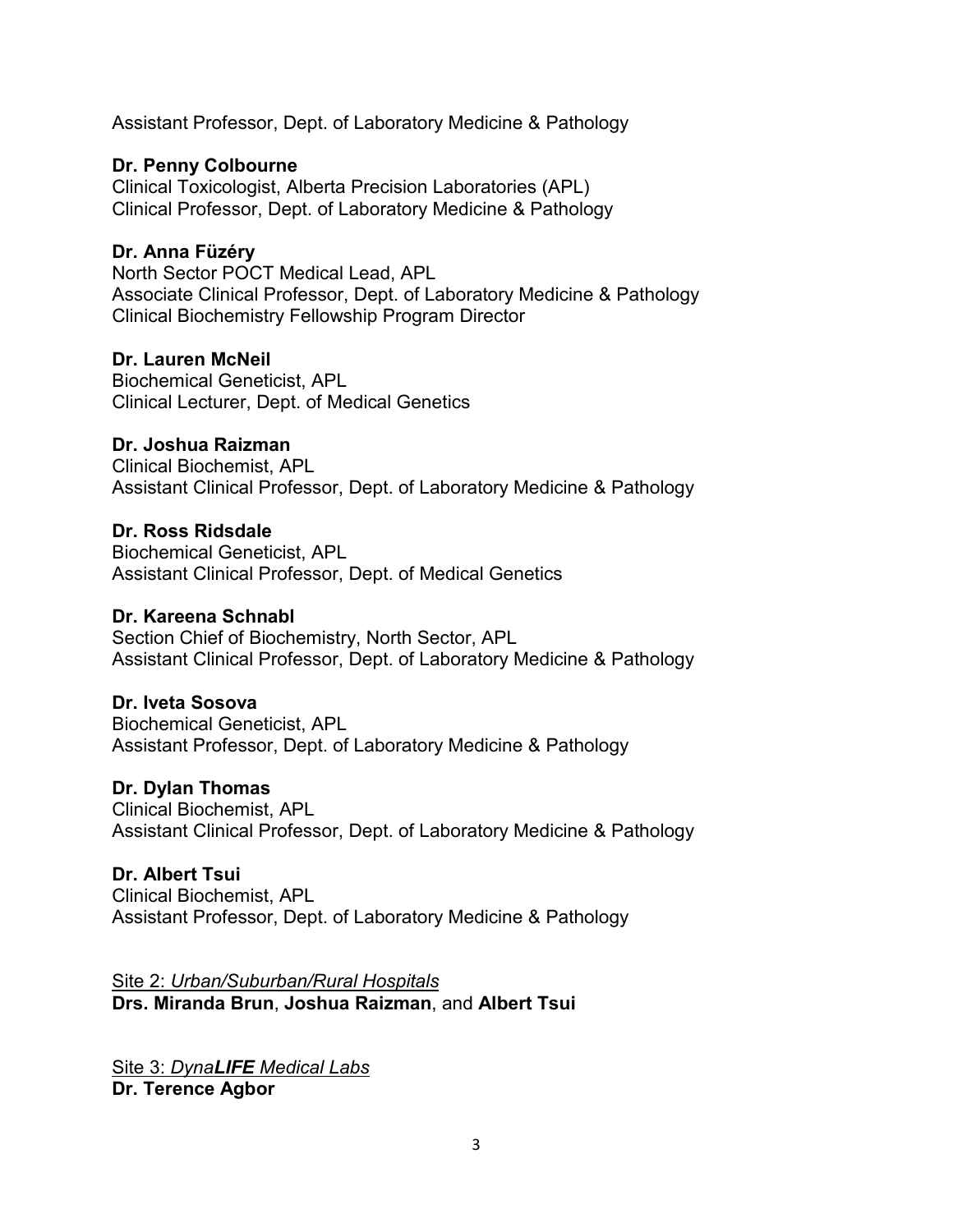Assistant Professor, Dept. of Laboratory Medicine & Pathology

**Dr. Penny Colbourne**
Clinical Toxicologist, Alberta Precision Laboratories (APL)
Clinical Professor, Dept. of Laboratory Medicine & Pathology

**Dr. Anna Füzéry**
North Sector POCT Medical Lead, APL
Associate Clinical Professor, Dept. of Laboratory Medicine & Pathology
Clinical Biochemistry Fellowship Program Director

**Dr. Lauren McNeil**
Biochemical Geneticist, APL
Clinical Lecturer, Dept. of Medical Genetics

**Dr. Joshua Raizman**
Clinical Biochemist, APL
Assistant Clinical Professor, Dept. of Laboratory Medicine & Pathology

**Dr. Ross Ridsdale**
Biochemical Geneticist, APL
Assistant Clinical Professor, Dept. of Medical Genetics

**Dr. Kareena Schnabl**
Section Chief of Biochemistry, North Sector, APL
Assistant Clinical Professor, Dept. of Laboratory Medicine & Pathology

**Dr. Iveta Sosova**
Biochemical Geneticist, APL
Assistant Professor, Dept. of Laboratory Medicine & Pathology

**Dr. Dylan Thomas**
Clinical Biochemist, APL
Assistant Clinical Professor, Dept. of Laboratory Medicine & Pathology

**Dr. Albert Tsui**
Clinical Biochemist, APL
Assistant Professor, Dept. of Laboratory Medicine & Pathology

Site 2: *Urban/Suburban/Rural Hospitals*
**Drs. Miranda Brun**, **Joshua Raizman**, and **Albert Tsui**

Site 3: *Dyna**LIFE** Medical Labs*
**Dr. Terence Agbor**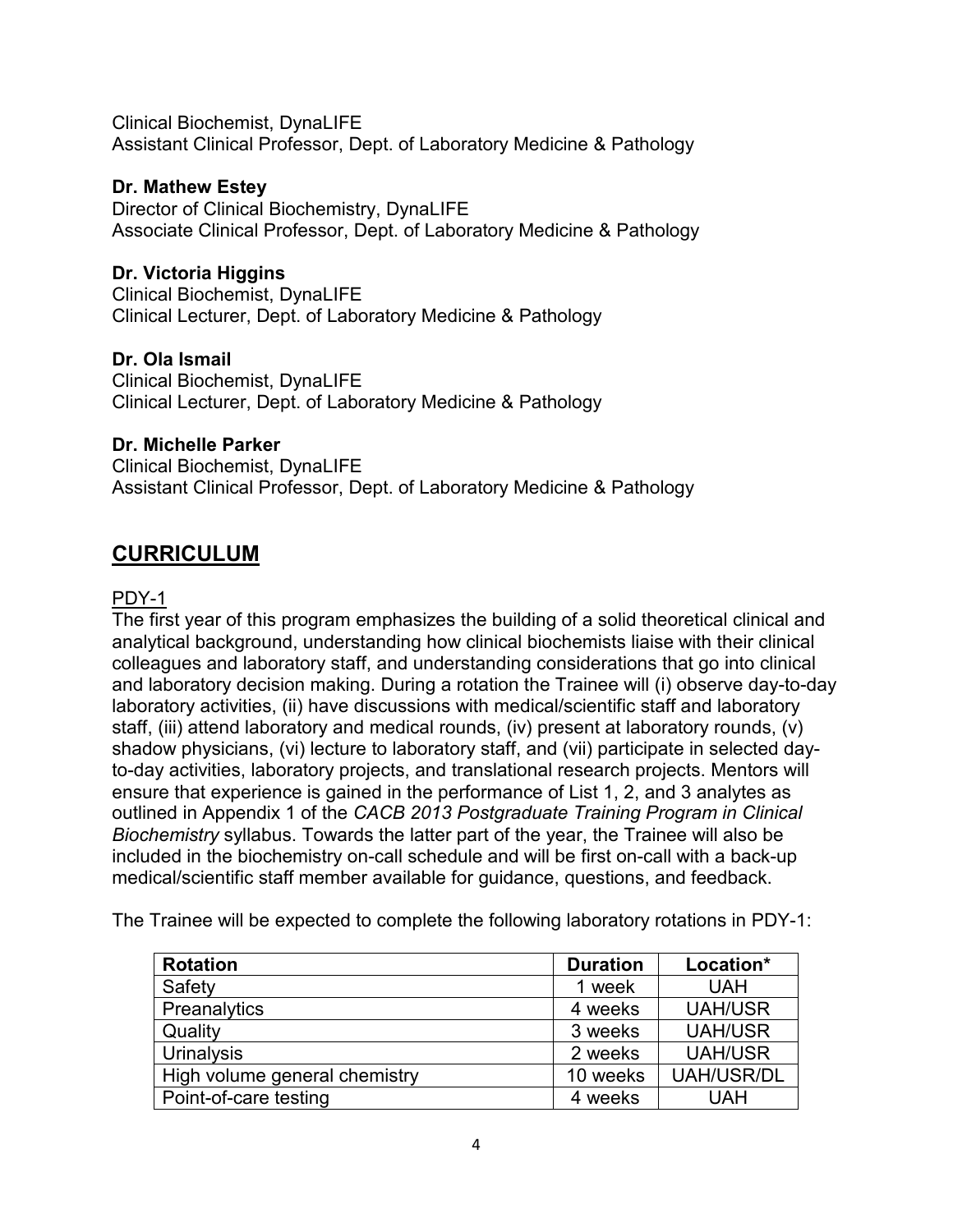Clinical Biochemist, DynaLIFE
Assistant Clinical Professor, Dept. of Laboratory Medicine & Pathology

**Dr. Mathew Estey**
Director of Clinical Biochemistry, DynaLIFE
Associate Clinical Professor, Dept. of Laboratory Medicine & Pathology

**Dr. Victoria Higgins**
Clinical Biochemist, DynaLIFE
Clinical Lecturer, Dept. of Laboratory Medicine & Pathology

**Dr. Ola Ismail**
Clinical Biochemist, DynaLIFE
Clinical Lecturer, Dept. of Laboratory Medicine & Pathology

**Dr. Michelle Parker**
Clinical Biochemist, DynaLIFE
Assistant Clinical Professor, Dept. of Laboratory Medicine & Pathology

## CURRICULUM

### PDY-1

The first year of this program emphasizes the building of a solid theoretical clinical and analytical background, understanding how clinical biochemists liaise with their clinical colleagues and laboratory staff, and understanding considerations that go into clinical and laboratory decision making. During a rotation the Trainee will (i) observe day-to-day laboratory activities, (ii) have discussions with medical/scientific staff and laboratory staff, (iii) attend laboratory and medical rounds, (iv) present at laboratory rounds, (v) shadow physicians, (vi) lecture to laboratory staff, and (vii) participate in selected day-to-day activities, laboratory projects, and translational research projects. Mentors will ensure that experience is gained in the performance of List 1, 2, and 3 analytes as outlined in Appendix 1 of the *CACB 2013 Postgraduate Training Program in Clinical Biochemistry* syllabus. Towards the latter part of the year, the Trainee will also be included in the biochemistry on-call schedule and will be first on-call with a back-up medical/scientific staff member available for guidance, questions, and feedback.

The Trainee will be expected to complete the following laboratory rotations in PDY-1:

| Rotation | Duration | Location* |
|---|---|---|
| Safety | 1 week | UAH |
| Preanalytics | 4 weeks | UAH/USR |
| Quality | 3 weeks | UAH/USR |
| Urinalysis | 2 weeks | UAH/USR |
| High volume general chemistry | 10 weeks | UAH/USR/DL |
| Point-of-care testing | 4 weeks | UAH |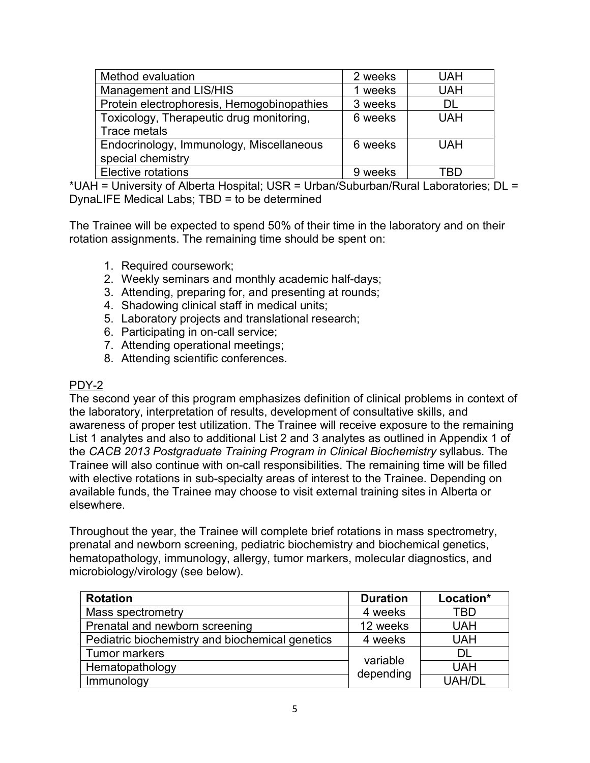| Method evaluation | 2 weeks | UAH |
|---|---|---|
| Management and LIS/HIS | 1 weeks | UAH |
| Protein electrophoresis, Hemogobinopathies | 3 weeks | DL |
| Toxicology, Therapeutic drug monitoring, Trace metals | 6 weeks | UAH |
| Endocrinology, Immunology, Miscellaneous special chemistry | 6 weeks | UAH |
| Elective rotations | 9 weeks | TBD |

*UAH = University of Alberta Hospital; USR = Urban/Suburban/Rural Laboratories; DL = DynaLIFE Medical Labs; TBD = to be determined

The Trainee will be expected to spend 50% of their time in the laboratory and on their rotation assignments. The remaining time should be spent on:

1. Required coursework;
2. Weekly seminars and monthly academic half-days;
3. Attending, preparing for, and presenting at rounds;
4. Shadowing clinical staff in medical units;
5. Laboratory projects and translational research;
6. Participating in on-call service;
7. Attending operational meetings;
8. Attending scientific conferences.

## PDY-2

The second year of this program emphasizes definition of clinical problems in context of the laboratory, interpretation of results, development of consultative skills, and awareness of proper test utilization. The Trainee will receive exposure to the remaining List 1 analytes and also to additional List 2 and 3 analytes as outlined in Appendix 1 of the *CACB 2013 Postgraduate Training Program in Clinical Biochemistry* syllabus. The Trainee will also continue with on-call responsibilities. The remaining time will be filled with elective rotations in sub-specialty areas of interest to the Trainee. Depending on available funds, the Trainee may choose to visit external training sites in Alberta or elsewhere.

Throughout the year, the Trainee will complete brief rotations in mass spectrometry, prenatal and newborn screening, pediatric biochemistry and biochemical genetics, hematopathology, immunology, allergy, tumor markers, molecular diagnostics, and microbiology/virology (see below).

| Rotation | Duration | Location* |
|---|---|---|
| Mass spectrometry | 4 weeks | TBD |
| Prenatal and newborn screening | 12 weeks | UAH |
| Pediatric biochemistry and biochemical genetics | 4 weeks | UAH |
| Tumor markers | variable depending | DL |
| Hematopathology | | UAH |
| Immunology | | UAH/DL |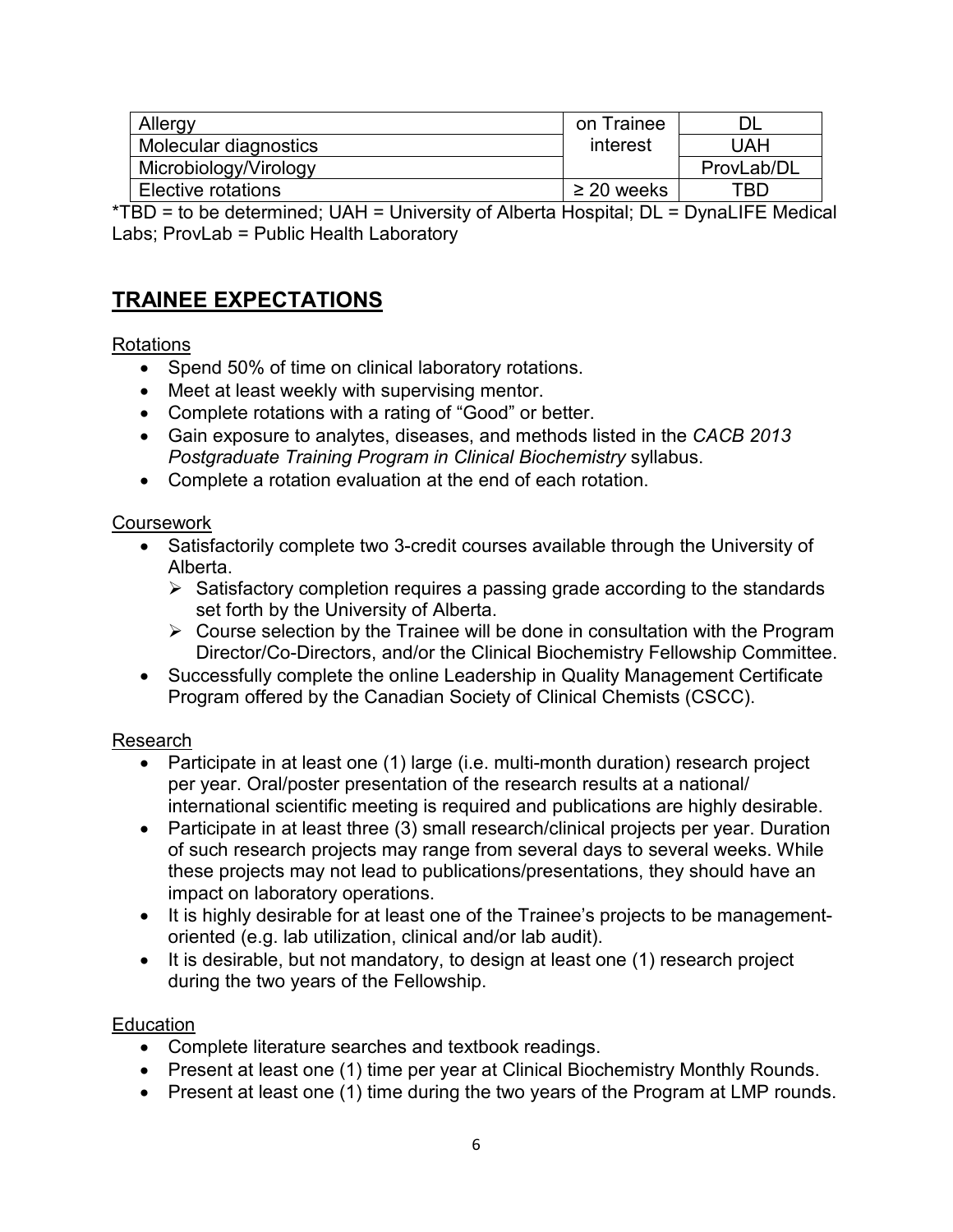| Allergy | on Trainee interest | DL |
|---|---|---|
| Molecular diagnostics | | UAH |
| Microbiology/Virology | | ProvLab/DL |
| Elective rotations | ≥ 20 weeks | TBD |

*TBD = to be determined; UAH = University of Alberta Hospital; DL = DynaLIFE Medical Labs; ProvLab = Public Health Laboratory

## TRAINEE EXPECTATIONS

Rotations

- Spend 50% of time on clinical laboratory rotations.
- Meet at least weekly with supervising mentor.
- Complete rotations with a rating of "Good" or better.
- Gain exposure to analytes, diseases, and methods listed in the *CACB 2013 Postgraduate Training Program in Clinical Biochemistry* syllabus.
- Complete a rotation evaluation at the end of each rotation.

Coursework

- Satisfactorily complete two 3-credit courses available through the University of Alberta.
  - Satisfactory completion requires a passing grade according to the standards set forth by the University of Alberta.
  - Course selection by the Trainee will be done in consultation with the Program Director/Co-Directors, and/or the Clinical Biochemistry Fellowship Committee.
- Successfully complete the online Leadership in Quality Management Certificate Program offered by the Canadian Society of Clinical Chemists (CSCC).

Research

- Participate in at least one (1) large (i.e. multi-month duration) research project per year. Oral/poster presentation of the research results at a national/ international scientific meeting is required and publications are highly desirable.
- Participate in at least three (3) small research/clinical projects per year. Duration of such research projects may range from several days to several weeks. While these projects may not lead to publications/presentations, they should have an impact on laboratory operations.
- It is highly desirable for at least one of the Trainee's projects to be management-oriented (e.g. lab utilization, clinical and/or lab audit).
- It is desirable, but not mandatory, to design at least one (1) research project during the two years of the Fellowship.

Education

- Complete literature searches and textbook readings.
- Present at least one (1) time per year at Clinical Biochemistry Monthly Rounds.
- Present at least one (1) time during the two years of the Program at LMP rounds.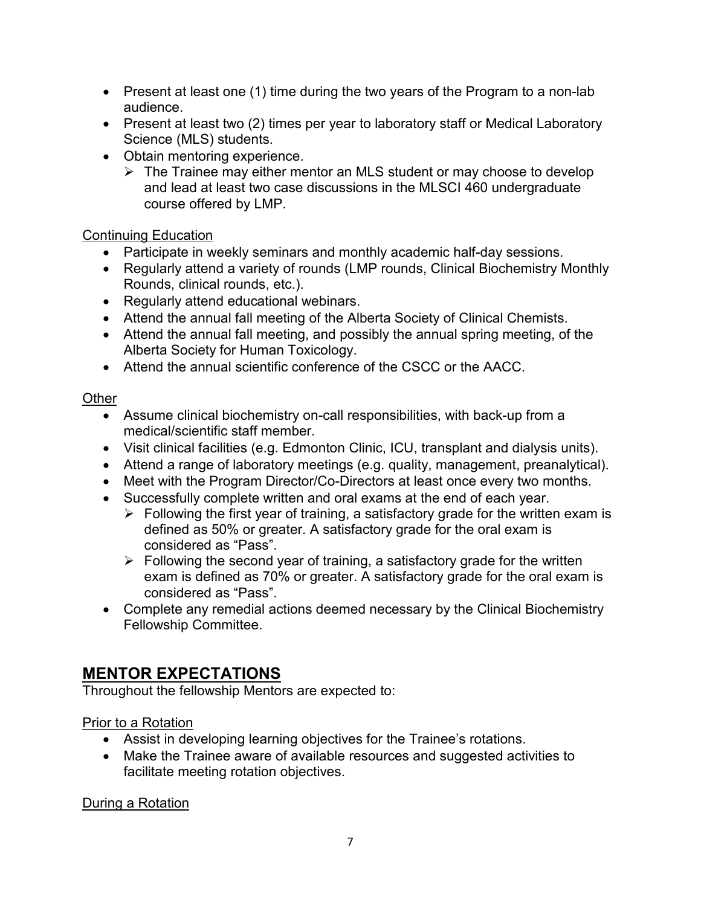- Present at least one (1) time during the two years of the Program to a non-lab audience.
- Present at least two (2) times per year to laboratory staff or Medical Laboratory Science (MLS) students.
- Obtain mentoring experience.
  - The Trainee may either mentor an MLS student or may choose to develop and lead at least two case discussions in the MLSCI 460 undergraduate course offered by LMP.

Continuing Education

- Participate in weekly seminars and monthly academic half-day sessions.
- Regularly attend a variety of rounds (LMP rounds, Clinical Biochemistry Monthly Rounds, clinical rounds, etc.).
- Regularly attend educational webinars.
- Attend the annual fall meeting of the Alberta Society of Clinical Chemists.
- Attend the annual fall meeting, and possibly the annual spring meeting, of the Alberta Society for Human Toxicology.
- Attend the annual scientific conference of the CSCC or the AACC.

Other

- Assume clinical biochemistry on-call responsibilities, with back-up from a medical/scientific staff member.
- Visit clinical facilities (e.g. Edmonton Clinic, ICU, transplant and dialysis units).
- Attend a range of laboratory meetings (e.g. quality, management, preanalytical).
- Meet with the Program Director/Co-Directors at least once every two months.
- Successfully complete written and oral exams at the end of each year.
  - Following the first year of training, a satisfactory grade for the written exam is defined as 50% or greater. A satisfactory grade for the oral exam is considered as "Pass".
  - Following the second year of training, a satisfactory grade for the written exam is defined as 70% or greater. A satisfactory grade for the oral exam is considered as "Pass".
- Complete any remedial actions deemed necessary by the Clinical Biochemistry Fellowship Committee.

## MENTOR EXPECTATIONS

Throughout the fellowship Mentors are expected to:

Prior to a Rotation

- Assist in developing learning objectives for the Trainee's rotations.
- Make the Trainee aware of available resources and suggested activities to facilitate meeting rotation objectives.

During a Rotation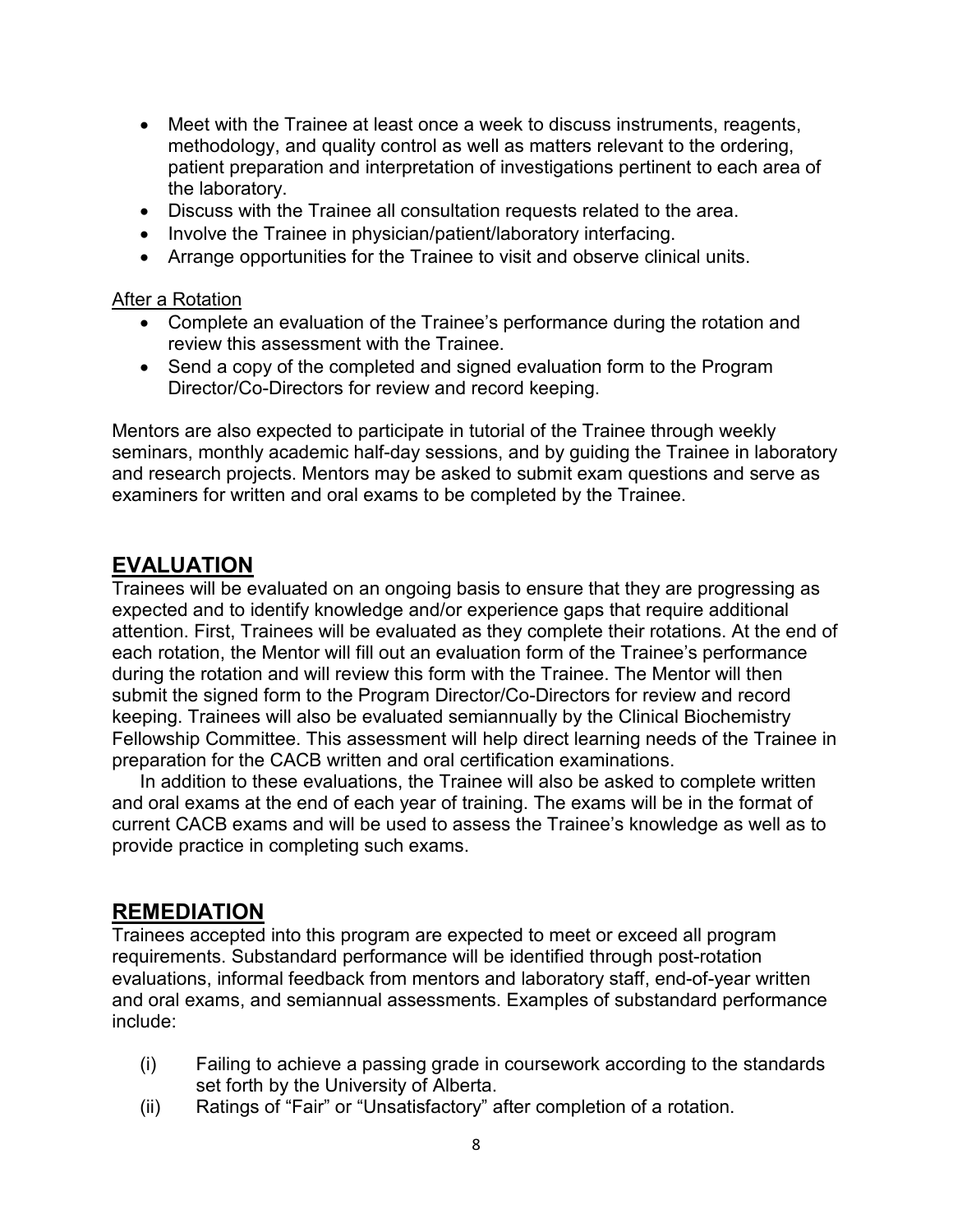- Meet with the Trainee at least once a week to discuss instruments, reagents, methodology, and quality control as well as matters relevant to the ordering, patient preparation and interpretation of investigations pertinent to each area of the laboratory.
- Discuss with the Trainee all consultation requests related to the area.
- Involve the Trainee in physician/patient/laboratory interfacing.
- Arrange opportunities for the Trainee to visit and observe clinical units.

<u>After a Rotation</u>

- Complete an evaluation of the Trainee's performance during the rotation and review this assessment with the Trainee.
- Send a copy of the completed and signed evaluation form to the Program Director/Co-Directors for review and record keeping.

Mentors are also expected to participate in tutorial of the Trainee through weekly seminars, monthly academic half-day sessions, and by guiding the Trainee in laboratory and research projects. Mentors may be asked to submit exam questions and serve as examiners for written and oral exams to be completed by the Trainee.

## EVALUATION

Trainees will be evaluated on an ongoing basis to ensure that they are progressing as expected and to identify knowledge and/or experience gaps that require additional attention. First, Trainees will be evaluated as they complete their rotations. At the end of each rotation, the Mentor will fill out an evaluation form of the Trainee's performance during the rotation and will review this form with the Trainee. The Mentor will then submit the signed form to the Program Director/Co-Directors for review and record keeping. Trainees will also be evaluated semiannually by the Clinical Biochemistry Fellowship Committee. This assessment will help direct learning needs of the Trainee in preparation for the CACB written and oral certification examinations.

In addition to these evaluations, the Trainee will also be asked to complete written and oral exams at the end of each year of training. The exams will be in the format of current CACB exams and will be used to assess the Trainee's knowledge as well as to provide practice in completing such exams.

## REMEDIATION

Trainees accepted into this program are expected to meet or exceed all program requirements. Substandard performance will be identified through post-rotation evaluations, informal feedback from mentors and laboratory staff, end-of-year written and oral exams, and semiannual assessments. Examples of substandard performance include:

(i) Failing to achieve a passing grade in coursework according to the standards set forth by the University of Alberta.

(ii) Ratings of "Fair" or "Unsatisfactory" after completion of a rotation.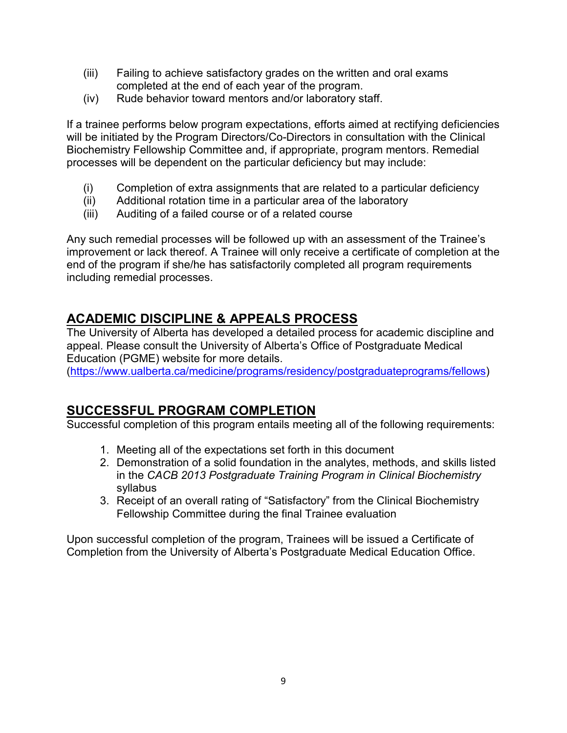(iii) Failing to achieve satisfactory grades on the written and oral exams completed at the end of each year of the program.
(iv) Rude behavior toward mentors and/or laboratory staff.

If a trainee performs below program expectations, efforts aimed at rectifying deficiencies will be initiated by the Program Directors/Co-Directors in consultation with the Clinical Biochemistry Fellowship Committee and, if appropriate, program mentors. Remedial processes will be dependent on the particular deficiency but may include:

(i) Completion of extra assignments that are related to a particular deficiency
(ii) Additional rotation time in a particular area of the laboratory
(iii) Auditing of a failed course or of a related course

Any such remedial processes will be followed up with an assessment of the Trainee's improvement or lack thereof. A Trainee will only receive a certificate of completion at the end of the program if she/he has satisfactorily completed all program requirements including remedial processes.

## ACADEMIC DISCIPLINE & APPEALS PROCESS

The University of Alberta has developed a detailed process for academic discipline and appeal. Please consult the University of Alberta's Office of Postgraduate Medical Education (PGME) website for more details. (https://www.ualberta.ca/medicine/programs/residency/postgraduateprograms/fellows)

## SUCCESSFUL PROGRAM COMPLETION

Successful completion of this program entails meeting all of the following requirements:

1. Meeting all of the expectations set forth in this document
2. Demonstration of a solid foundation in the analytes, methods, and skills listed in the *CACB 2013 Postgraduate Training Program in Clinical Biochemistry* syllabus
3. Receipt of an overall rating of "Satisfactory" from the Clinical Biochemistry Fellowship Committee during the final Trainee evaluation

Upon successful completion of the program, Trainees will be issued a Certificate of Completion from the University of Alberta's Postgraduate Medical Education Office.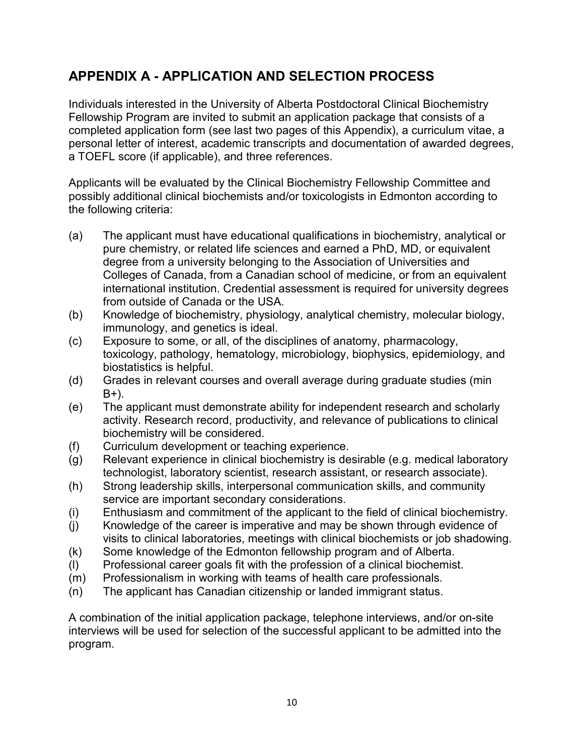## APPENDIX A - APPLICATION AND SELECTION PROCESS

Individuals interested in the University of Alberta Postdoctoral Clinical Biochemistry Fellowship Program are invited to submit an application package that consists of a completed application form (see last two pages of this Appendix), a curriculum vitae, a personal letter of interest, academic transcripts and documentation of awarded degrees, a TOEFL score (if applicable), and three references.

Applicants will be evaluated by the Clinical Biochemistry Fellowship Committee and possibly additional clinical biochemists and/or toxicologists in Edmonton according to the following criteria:

(a) The applicant must have educational qualifications in biochemistry, analytical or pure chemistry, or related life sciences and earned a PhD, MD, or equivalent degree from a university belonging to the Association of Universities and Colleges of Canada, from a Canadian school of medicine, or from an equivalent international institution. Credential assessment is required for university degrees from outside of Canada or the USA.

(b) Knowledge of biochemistry, physiology, analytical chemistry, molecular biology, immunology, and genetics is ideal.

(c) Exposure to some, or all, of the disciplines of anatomy, pharmacology, toxicology, pathology, hematology, microbiology, biophysics, epidemiology, and biostatistics is helpful.

(d) Grades in relevant courses and overall average during graduate studies (min B+).

(e) The applicant must demonstrate ability for independent research and scholarly activity. Research record, productivity, and relevance of publications to clinical biochemistry will be considered.

(f) Curriculum development or teaching experience.

(g) Relevant experience in clinical biochemistry is desirable (e.g. medical laboratory technologist, laboratory scientist, research assistant, or research associate).

(h) Strong leadership skills, interpersonal communication skills, and community service are important secondary considerations.

(i) Enthusiasm and commitment of the applicant to the field of clinical biochemistry.

(j) Knowledge of the career is imperative and may be shown through evidence of visits to clinical laboratories, meetings with clinical biochemists or job shadowing.

(k) Some knowledge of the Edmonton fellowship program and of Alberta.

(l) Professional career goals fit with the profession of a clinical biochemist.

(m) Professionalism in working with teams of health care professionals.

(n) The applicant has Canadian citizenship or landed immigrant status.

A combination of the initial application package, telephone interviews, and/or on-site interviews will be used for selection of the successful applicant to be admitted into the program.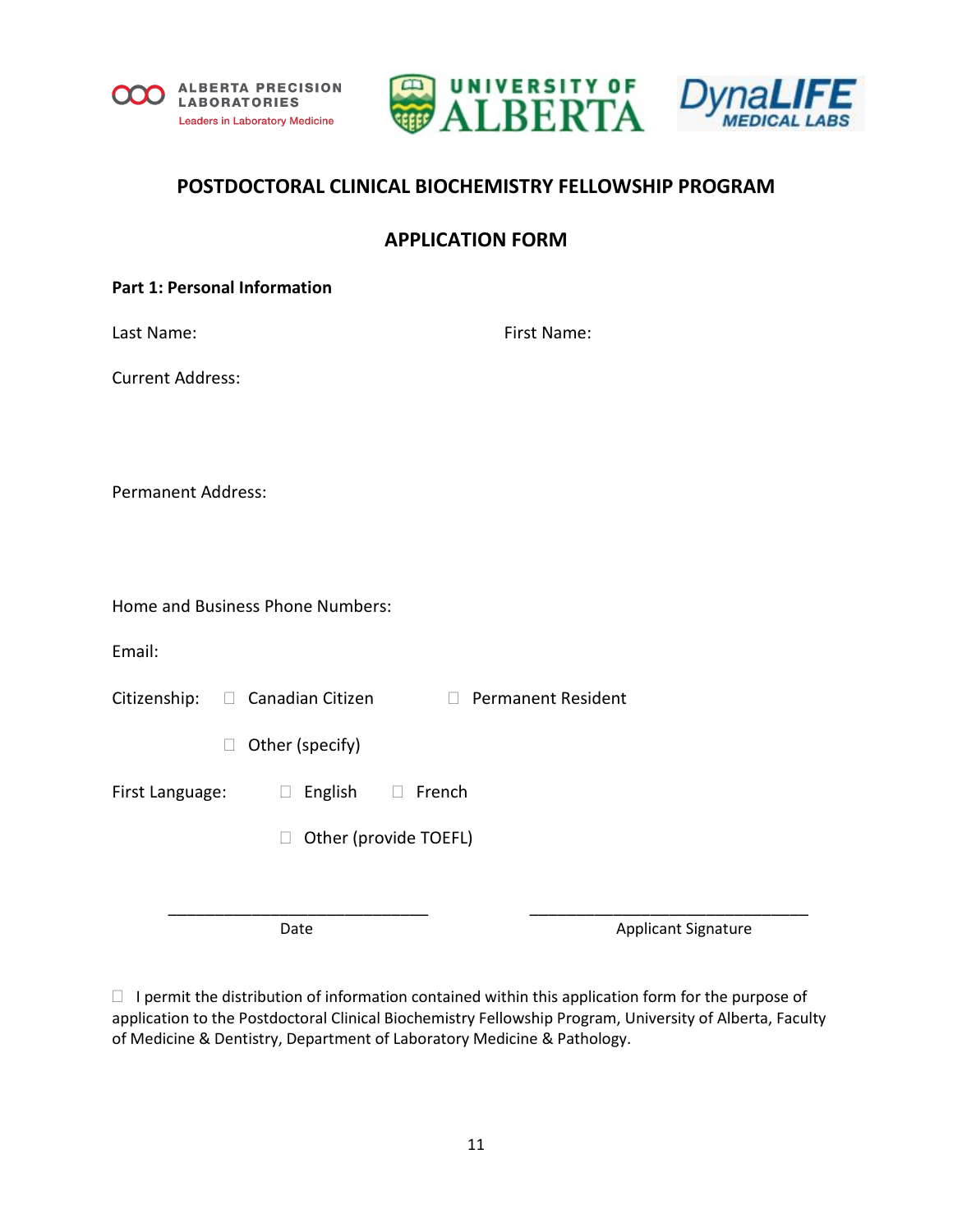ALBERTA PRECISION LABORATORIES
Leaders in Laboratory Medicine

UNIVERSITY OF ALBERTA

DynaLIFE MEDICAL LABS

# POSTDOCTORAL CLINICAL BIOCHEMISTRY FELLOWSHIP PROGRAM

## APPLICATION FORM

**Part 1: Personal Information**

Last Name: First Name:

Current Address:

Permanent Address:

Home and Business Phone Numbers:

Email:

Citizenship: ☐ Canadian Citizen ☐ Permanent Resident

☐ Other (specify)

First Language: ☐ English ☐ French

☐ Other (provide TOEFL)

_____________________________ _______________________________

Date Applicant Signature

☐ I permit the distribution of information contained within this application form for the purpose of application to the Postdoctoral Clinical Biochemistry Fellowship Program, University of Alberta, Faculty of Medicine & Dentistry, Department of Laboratory Medicine & Pathology.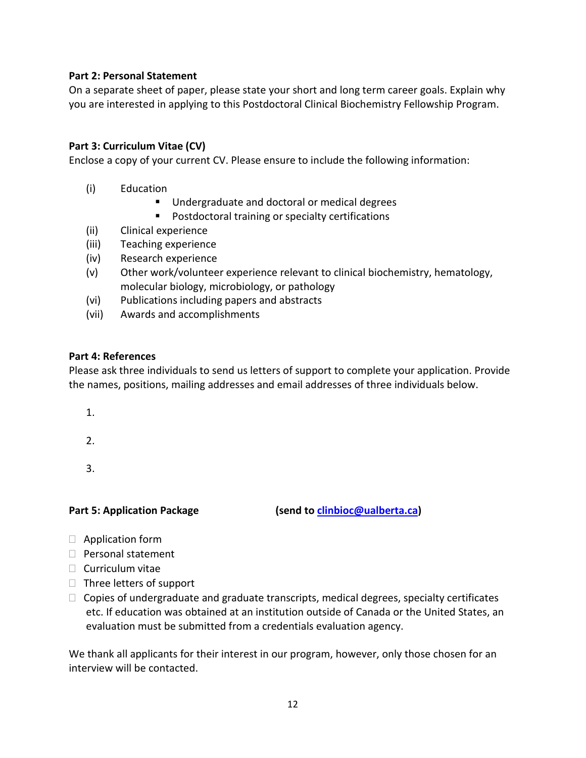**Part 2: Personal Statement**

On a separate sheet of paper, please state your short and long term career goals. Explain why you are interested in applying to this Postdoctoral Clinical Biochemistry Fellowship Program.

**Part 3: Curriculum Vitae (CV)**

Enclose a copy of your current CV. Please ensure to include the following information:

(i) Education
- Undergraduate and doctoral or medical degrees
- Postdoctoral training or specialty certifications

(ii) Clinical experience

(iii) Teaching experience

(iv) Research experience

(v) Other work/volunteer experience relevant to clinical biochemistry, hematology, molecular biology, microbiology, or pathology

(vi) Publications including papers and abstracts

(vii) Awards and accomplishments

**Part 4: References**

Please ask three individuals to send us letters of support to complete your application. Provide the names, positions, mailing addresses and email addresses of three individuals below.

1.

2.

3.

**Part 5: Application Package** **(send to clinbioc@ualberta.ca)**

- ☐ Application form
- ☐ Personal statement
- ☐ Curriculum vitae
- ☐ Three letters of support
- ☐ Copies of undergraduate and graduate transcripts, medical degrees, specialty certificates etc. If education was obtained at an institution outside of Canada or the United States, an evaluation must be submitted from a credentials evaluation agency.

We thank all applicants for their interest in our program, however, only those chosen for an interview will be contacted.